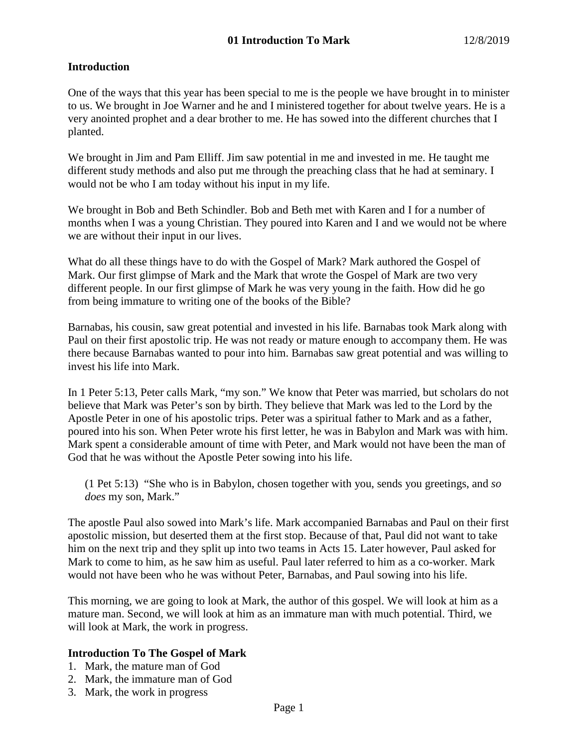**01 Introduction To Mark** 12/8/2019

**Introduction**

One of the ways that this year has been special to me is the people we have brought in to minister to us. We brought in Joe Warner and he and I ministered together for about twelve years. He is a very anointed prophet and a dear brother to me. He has sowed into the different churches that I planted.

We brought in Jim and Pam Elliff. Jim saw potential in me and invested in me. He taught me different study methods and also put me through the preaching class that he had at seminary. I would not be who I am today without his input in my life.

We brought in Bob and Beth Schindler. Bob and Beth met with Karen and I for a number of months when I was a young Christian. They poured into Karen and I and we would not be where we are without their input in our lives.

What do all these things have to do with the Gospel of Mark? Mark authored the Gospel of Mark. Our first glimpse of Mark and the Mark that wrote the Gospel of Mark are two very different people. In our first glimpse of Mark he was very young in the faith. How did he go from being immature to writing one of the books of the Bible?

Barnabas, his cousin, saw great potential and invested in his life. Barnabas took Mark along with Paul on their first apostolic trip. He was not ready or mature enough to accompany them. He was there because Barnabas wanted to pour into him. Barnabas saw great potential and was willing to invest his life into Mark.

In 1 Peter 5:13, Peter calls Mark, "my son." We know that Peter was married, but scholars do not believe that Mark was Peter's son by birth. They believe that Mark was led to the Lord by the Apostle Peter in one of his apostolic trips. Peter was a spiritual father to Mark and as a father, poured into his son. When Peter wrote his first letter, he was in Babylon and Mark was with him. Mark spent a considerable amount of time with Peter, and Mark would not have been the man of God that he was without the Apostle Peter sowing into his life.

> (1 Pet 5:13) "She who is in Babylon, chosen together with you, sends you greetings, and *so does* my son, Mark."

The apostle Paul also sowed into Mark's life. Mark accompanied Barnabas and Paul on their first apostolic mission, but deserted them at the first stop. Because of that, Paul did not want to take him on the next trip and they split up into two teams in Acts 15. Later however, Paul asked for Mark to come to him, as he saw him as useful. Paul later referred to him as a co-worker. Mark would not have been who he was without Peter, Barnabas, and Paul sowing into his life.

This morning, we are going to look at Mark, the author of this gospel. We will look at him as a mature man. Second, we will look at him as an immature man with much potential. Third, we will look at Mark, the work in progress.

**Introduction To The Gospel of Mark**

1. Mark, the mature man of God
2. Mark, the immature man of God
3. Mark, the work in progress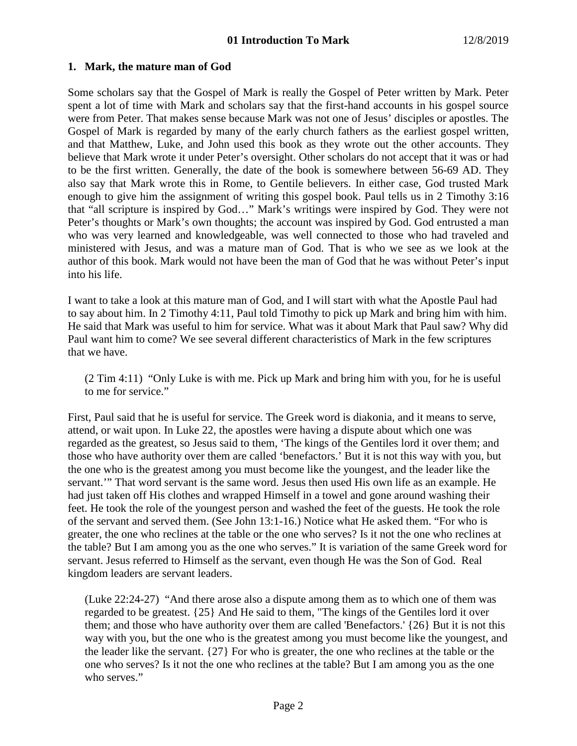## 1. Mark, the mature man of God

Some scholars say that the Gospel of Mark is really the Gospel of Peter written by Mark. Peter spent a lot of time with Mark and scholars say that the first-hand accounts in his gospel source were from Peter. That makes sense because Mark was not one of Jesus' disciples or apostles. The Gospel of Mark is regarded by many of the early church fathers as the earliest gospel written, and that Matthew, Luke, and John used this book as they wrote out the other accounts. They believe that Mark wrote it under Peter's oversight. Other scholars do not accept that it was or had to be the first written. Generally, the date of the book is somewhere between 56-69 AD. They also say that Mark wrote this in Rome, to Gentile believers. In either case, God trusted Mark enough to give him the assignment of writing this gospel book. Paul tells us in 2 Timothy 3:16 that "all scripture is inspired by God…" Mark's writings were inspired by God. They were not Peter's thoughts or Mark's own thoughts; the account was inspired by God. God entrusted a man who was very learned and knowledgeable, was well connected to those who had traveled and ministered with Jesus, and was a mature man of God. That is who we see as we look at the author of this book. Mark would not have been the man of God that he was without Peter's input into his life.

I want to take a look at this mature man of God, and I will start with what the Apostle Paul had to say about him. In 2 Timothy 4:11, Paul told Timothy to pick up Mark and bring him with him. He said that Mark was useful to him for service. What was it about Mark that Paul saw? Why did Paul want him to come? We see several different characteristics of Mark in the few scriptures that we have.

> (2 Tim 4:11) "Only Luke is with me. Pick up Mark and bring him with you, for he is useful to me for service."

First, Paul said that he is useful for service. The Greek word is diakonia, and it means to serve, attend, or wait upon. In Luke 22, the apostles were having a dispute about which one was regarded as the greatest, so Jesus said to them, 'The kings of the Gentiles lord it over them; and those who have authority over them are called 'benefactors.' But it is not this way with you, but the one who is the greatest among you must become like the youngest, and the leader like the servant.'" That word servant is the same word. Jesus then used His own life as an example. He had just taken off His clothes and wrapped Himself in a towel and gone around washing their feet. He took the role of the youngest person and washed the feet of the guests. He took the role of the servant and served them. (See John 13:1-16.) Notice what He asked them. "For who is greater, the one who reclines at the table or the one who serves? Is it not the one who reclines at the table? But I am among you as the one who serves." It is variation of the same Greek word for servant. Jesus referred to Himself as the servant, even though He was the Son of God. Real kingdom leaders are servant leaders.

> (Luke 22:24-27) "And there arose also a dispute among them as to which one of them was regarded to be greatest. {25} And He said to them, "The kings of the Gentiles lord it over them; and those who have authority over them are called 'Benefactors.' {26} But it is not this way with you, but the one who is the greatest among you must become like the youngest, and the leader like the servant. {27} For who is greater, the one who reclines at the table or the one who serves? Is it not the one who reclines at the table? But I am among you as the one who serves."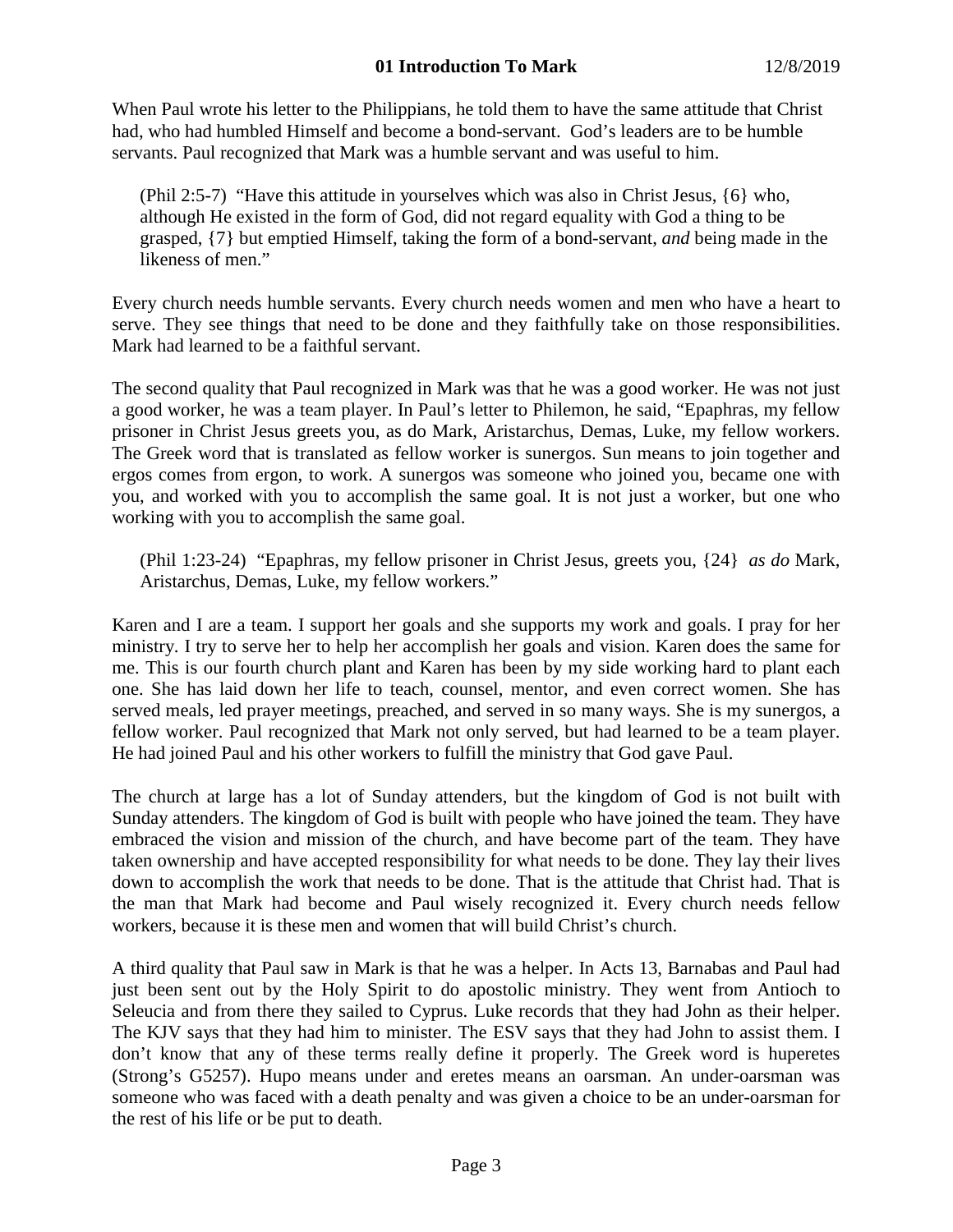When Paul wrote his letter to the Philippians, he told them to have the same attitude that Christ had, who had humbled Himself and become a bond-servant. God's leaders are to be humble servants. Paul recognized that Mark was a humble servant and was useful to him.

> (Phil 2:5-7) "Have this attitude in yourselves which was also in Christ Jesus, {6} who, although He existed in the form of God, did not regard equality with God a thing to be grasped, {7} but emptied Himself, taking the form of a bond-servant, *and* being made in the likeness of men."

Every church needs humble servants. Every church needs women and men who have a heart to serve. They see things that need to be done and they faithfully take on those responsibilities. Mark had learned to be a faithful servant.

The second quality that Paul recognized in Mark was that he was a good worker. He was not just a good worker, he was a team player. In Paul's letter to Philemon, he said, "Epaphras, my fellow prisoner in Christ Jesus greets you, as do Mark, Aristarchus, Demas, Luke, my fellow workers. The Greek word that is translated as fellow worker is sunergos. Sun means to join together and ergos comes from ergon, to work. A sunergos was someone who joined you, became one with you, and worked with you to accomplish the same goal. It is not just a worker, but one who working with you to accomplish the same goal.

> (Phil 1:23-24) "Epaphras, my fellow prisoner in Christ Jesus, greets you, {24} *as do* Mark, Aristarchus, Demas, Luke, my fellow workers."

Karen and I are a team. I support her goals and she supports my work and goals. I pray for her ministry. I try to serve her to help her accomplish her goals and vision. Karen does the same for me. This is our fourth church plant and Karen has been by my side working hard to plant each one. She has laid down her life to teach, counsel, mentor, and even correct women. She has served meals, led prayer meetings, preached, and served in so many ways. She is my sunergos, a fellow worker. Paul recognized that Mark not only served, but had learned to be a team player. He had joined Paul and his other workers to fulfill the ministry that God gave Paul.

The church at large has a lot of Sunday attenders, but the kingdom of God is not built with Sunday attenders. The kingdom of God is built with people who have joined the team. They have embraced the vision and mission of the church, and have become part of the team. They have taken ownership and have accepted responsibility for what needs to be done. They lay their lives down to accomplish the work that needs to be done. That is the attitude that Christ had. That is the man that Mark had become and Paul wisely recognized it. Every church needs fellow workers, because it is these men and women that will build Christ's church.

A third quality that Paul saw in Mark is that he was a helper. In Acts 13, Barnabas and Paul had just been sent out by the Holy Spirit to do apostolic ministry. They went from Antioch to Seleucia and from there they sailed to Cyprus. Luke records that they had John as their helper. The KJV says that they had him to minister. The ESV says that they had John to assist them. I don't know that any of these terms really define it properly. The Greek word is huperetes (Strong's G5257). Hupo means under and eretes means an oarsman. An under-oarsman was someone who was faced with a death penalty and was given a choice to be an under-oarsman for the rest of his life or be put to death.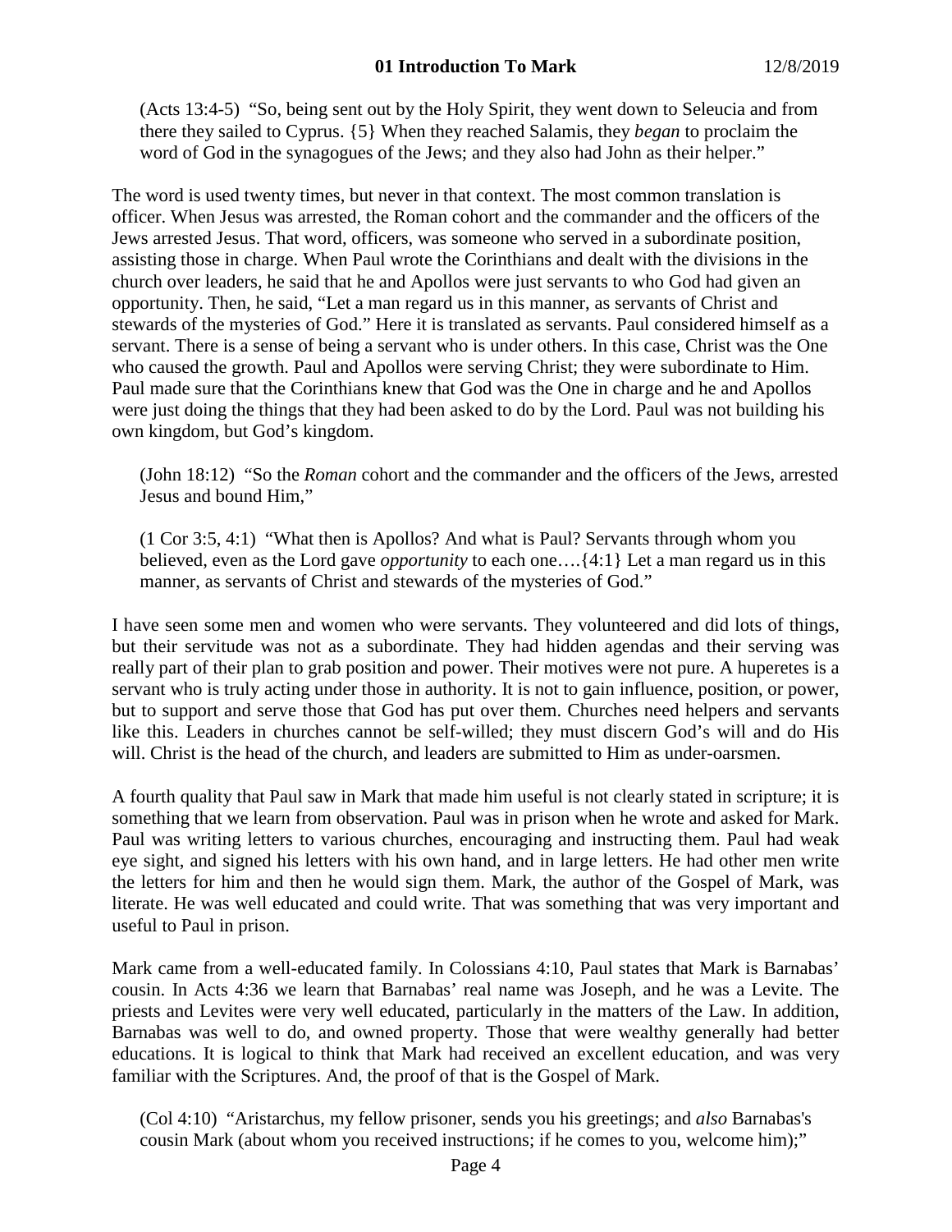> (Acts 13:4-5) "So, being sent out by the Holy Spirit, they went down to Seleucia and from there they sailed to Cyprus. {5} When they reached Salamis, they *began* to proclaim the word of God in the synagogues of the Jews; and they also had John as their helper."

The word is used twenty times, but never in that context. The most common translation is officer. When Jesus was arrested, the Roman cohort and the commander and the officers of the Jews arrested Jesus. That word, officers, was someone who served in a subordinate position, assisting those in charge. When Paul wrote the Corinthians and dealt with the divisions in the church over leaders, he said that he and Apollos were just servants to who God had given an opportunity. Then, he said, "Let a man regard us in this manner, as servants of Christ and stewards of the mysteries of God." Here it is translated as servants. Paul considered himself as a servant. There is a sense of being a servant who is under others. In this case, Christ was the One who caused the growth. Paul and Apollos were serving Christ; they were subordinate to Him. Paul made sure that the Corinthians knew that God was the One in charge and he and Apollos were just doing the things that they had been asked to do by the Lord. Paul was not building his own kingdom, but God's kingdom.

> (John 18:12) "So the *Roman* cohort and the commander and the officers of the Jews, arrested Jesus and bound Him,"

> (1 Cor 3:5, 4:1) "What then is Apollos? And what is Paul? Servants through whom you believed, even as the Lord gave *opportunity* to each one….{4:1} Let a man regard us in this manner, as servants of Christ and stewards of the mysteries of God."

I have seen some men and women who were servants. They volunteered and did lots of things, but their servitude was not as a subordinate. They had hidden agendas and their serving was really part of their plan to grab position and power. Their motives were not pure. A huperetes is a servant who is truly acting under those in authority. It is not to gain influence, position, or power, but to support and serve those that God has put over them. Churches need helpers and servants like this. Leaders in churches cannot be self-willed; they must discern God's will and do His will. Christ is the head of the church, and leaders are submitted to Him as under-oarsmen.

A fourth quality that Paul saw in Mark that made him useful is not clearly stated in scripture; it is something that we learn from observation. Paul was in prison when he wrote and asked for Mark. Paul was writing letters to various churches, encouraging and instructing them. Paul had weak eye sight, and signed his letters with his own hand, and in large letters. He had other men write the letters for him and then he would sign them. Mark, the author of the Gospel of Mark, was literate. He was well educated and could write. That was something that was very important and useful to Paul in prison.

Mark came from a well-educated family. In Colossians 4:10, Paul states that Mark is Barnabas' cousin. In Acts 4:36 we learn that Barnabas' real name was Joseph, and he was a Levite. The priests and Levites were very well educated, particularly in the matters of the Law. In addition, Barnabas was well to do, and owned property. Those that were wealthy generally had better educations. It is logical to think that Mark had received an excellent education, and was very familiar with the Scriptures. And, the proof of that is the Gospel of Mark.

> (Col 4:10) "Aristarchus, my fellow prisoner, sends you his greetings; and *also* Barnabas's cousin Mark (about whom you received instructions; if he comes to you, welcome him);"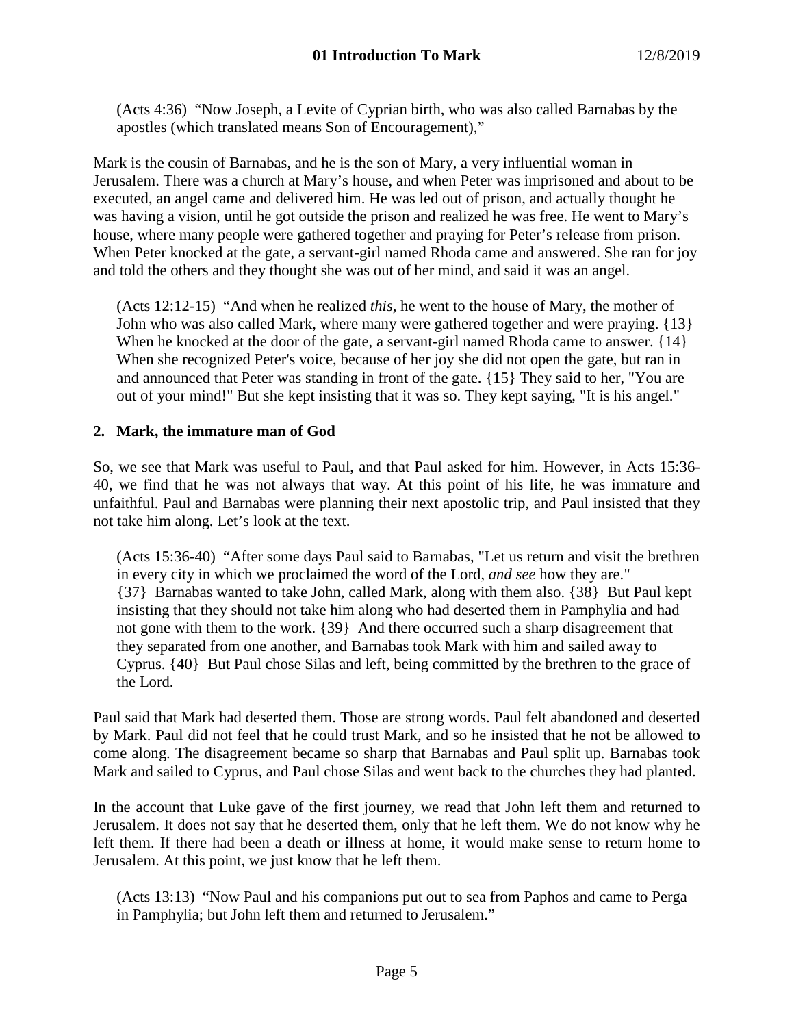(Acts 4:36) "Now Joseph, a Levite of Cyprian birth, who was also called Barnabas by the apostles (which translated means Son of Encouragement),"

Mark is the cousin of Barnabas, and he is the son of Mary, a very influential woman in Jerusalem. There was a church at Mary's house, and when Peter was imprisoned and about to be executed, an angel came and delivered him. He was led out of prison, and actually thought he was having a vision, until he got outside the prison and realized he was free. He went to Mary's house, where many people were gathered together and praying for Peter's release from prison. When Peter knocked at the gate, a servant-girl named Rhoda came and answered. She ran for joy and told the others and they thought she was out of her mind, and said it was an angel.

(Acts 12:12-15) "And when he realized *this*, he went to the house of Mary, the mother of John who was also called Mark, where many were gathered together and were praying. {13} When he knocked at the door of the gate, a servant-girl named Rhoda came to answer. {14} When she recognized Peter's voice, because of her joy she did not open the gate, but ran in and announced that Peter was standing in front of the gate. {15} They said to her, "You are out of your mind!" But she kept insisting that it was so. They kept saying, "It is his angel."

## 2. Mark, the immature man of God

So, we see that Mark was useful to Paul, and that Paul asked for him. However, in Acts 15:36-40, we find that he was not always that way. At this point of his life, he was immature and unfaithful. Paul and Barnabas were planning their next apostolic trip, and Paul insisted that they not take him along. Let's look at the text.

(Acts 15:36-40) "After some days Paul said to Barnabas, "Let us return and visit the brethren in every city in which we proclaimed the word of the Lord, *and see* how they are." {37} Barnabas wanted to take John, called Mark, along with them also. {38} But Paul kept insisting that they should not take him along who had deserted them in Pamphylia and had not gone with them to the work. {39} And there occurred such a sharp disagreement that they separated from one another, and Barnabas took Mark with him and sailed away to Cyprus. {40} But Paul chose Silas and left, being committed by the brethren to the grace of the Lord.

Paul said that Mark had deserted them. Those are strong words. Paul felt abandoned and deserted by Mark. Paul did not feel that he could trust Mark, and so he insisted that he not be allowed to come along. The disagreement became so sharp that Barnabas and Paul split up. Barnabas took Mark and sailed to Cyprus, and Paul chose Silas and went back to the churches they had planted.

In the account that Luke gave of the first journey, we read that John left them and returned to Jerusalem. It does not say that he deserted them, only that he left them. We do not know why he left them. If there had been a death or illness at home, it would make sense to return home to Jerusalem. At this point, we just know that he left them.

(Acts 13:13) "Now Paul and his companions put out to sea from Paphos and came to Perga in Pamphylia; but John left them and returned to Jerusalem."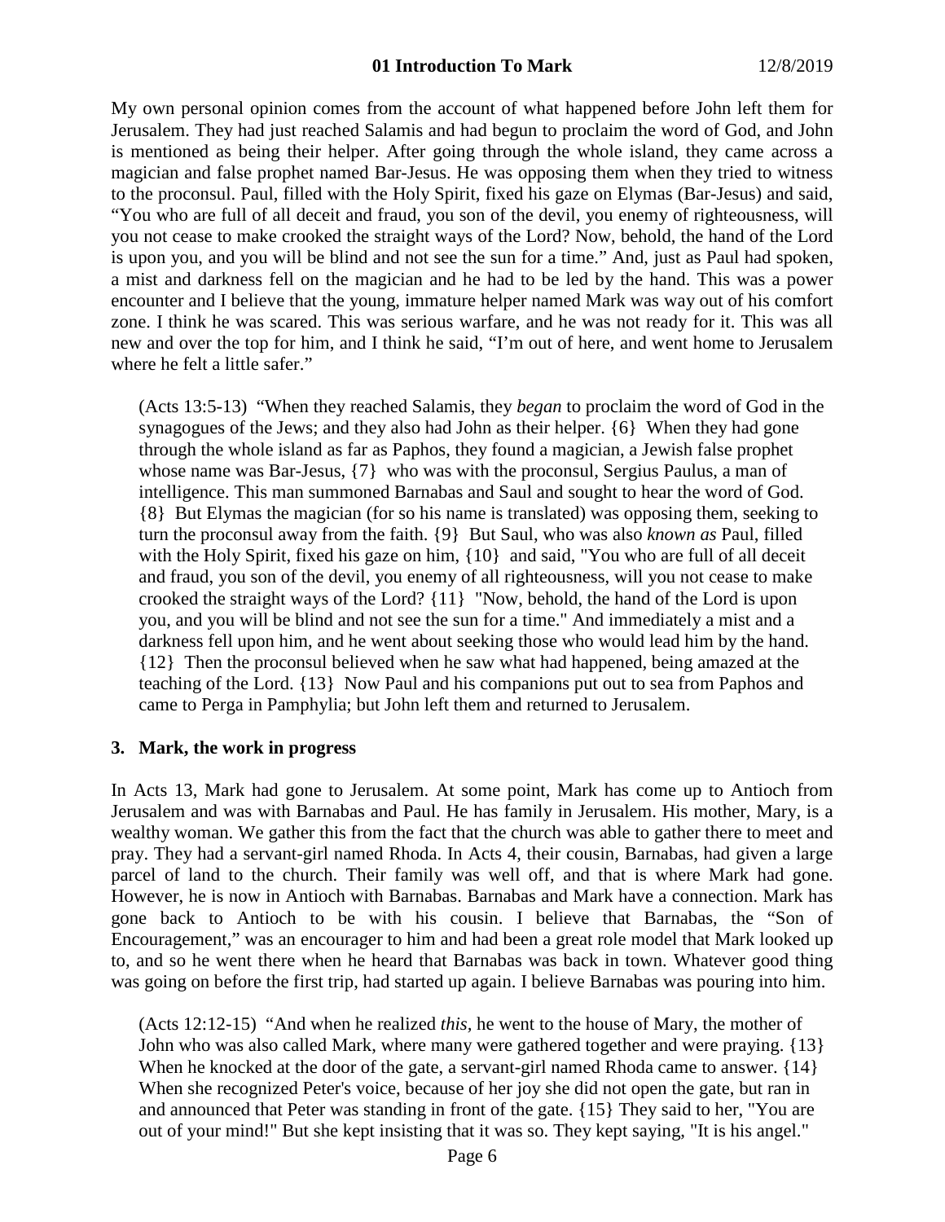My own personal opinion comes from the account of what happened before John left them for Jerusalem. They had just reached Salamis and had begun to proclaim the word of God, and John is mentioned as being their helper. After going through the whole island, they came across a magician and false prophet named Bar-Jesus. He was opposing them when they tried to witness to the proconsul. Paul, filled with the Holy Spirit, fixed his gaze on Elymas (Bar-Jesus) and said, “You who are full of all deceit and fraud, you son of the devil, you enemy of righteousness, will you not cease to make crooked the straight ways of the Lord? Now, behold, the hand of the Lord is upon you, and you will be blind and not see the sun for a time.” And, just as Paul had spoken, a mist and darkness fell on the magician and he had to be led by the hand. This was a power encounter and I believe that the young, immature helper named Mark was way out of his comfort zone. I think he was scared. This was serious warfare, and he was not ready for it. This was all new and over the top for him, and I think he said, “I’m out of here, and went home to Jerusalem where he felt a little safer.”

> (Acts 13:5-13) “When they reached Salamis, they *began* to proclaim the word of God in the synagogues of the Jews; and they also had John as their helper. {6} When they had gone through the whole island as far as Paphos, they found a magician, a Jewish false prophet whose name was Bar-Jesus, {7} who was with the proconsul, Sergius Paulus, a man of intelligence. This man summoned Barnabas and Saul and sought to hear the word of God. {8} But Elymas the magician (for so his name is translated) was opposing them, seeking to turn the proconsul away from the faith. {9} But Saul, who was also *known as* Paul, filled with the Holy Spirit, fixed his gaze on him, {10} and said, "You who are full of all deceit and fraud, you son of the devil, you enemy of all righteousness, will you not cease to make crooked the straight ways of the Lord? {11} "Now, behold, the hand of the Lord is upon you, and you will be blind and not see the sun for a time." And immediately a mist and a darkness fell upon him, and he went about seeking those who would lead him by the hand. {12} Then the proconsul believed when he saw what had happened, being amazed at the teaching of the Lord. {13} Now Paul and his companions put out to sea from Paphos and came to Perga in Pamphylia; but John left them and returned to Jerusalem.

### 3. Mark, the work in progress

In Acts 13, Mark had gone to Jerusalem. At some point, Mark has come up to Antioch from Jerusalem and was with Barnabas and Paul. He has family in Jerusalem. His mother, Mary, is a wealthy woman. We gather this from the fact that the church was able to gather there to meet and pray. They had a servant-girl named Rhoda. In Acts 4, their cousin, Barnabas, had given a large parcel of land to the church. Their family was well off, and that is where Mark had gone. However, he is now in Antioch with Barnabas. Barnabas and Mark have a connection. Mark has gone back to Antioch to be with his cousin. I believe that Barnabas, the “Son of Encouragement,” was an encourager to him and had been a great role model that Mark looked up to, and so he went there when he heard that Barnabas was back in town. Whatever good thing was going on before the first trip, had started up again. I believe Barnabas was pouring into him.

> (Acts 12:12-15) “And when he realized *this*, he went to the house of Mary, the mother of John who was also called Mark, where many were gathered together and were praying. {13} When he knocked at the door of the gate, a servant-girl named Rhoda came to answer. {14} When she recognized Peter's voice, because of her joy she did not open the gate, but ran in and announced that Peter was standing in front of the gate. {15} They said to her, "You are out of your mind!" But she kept insisting that it was so. They kept saying, "It is his angel."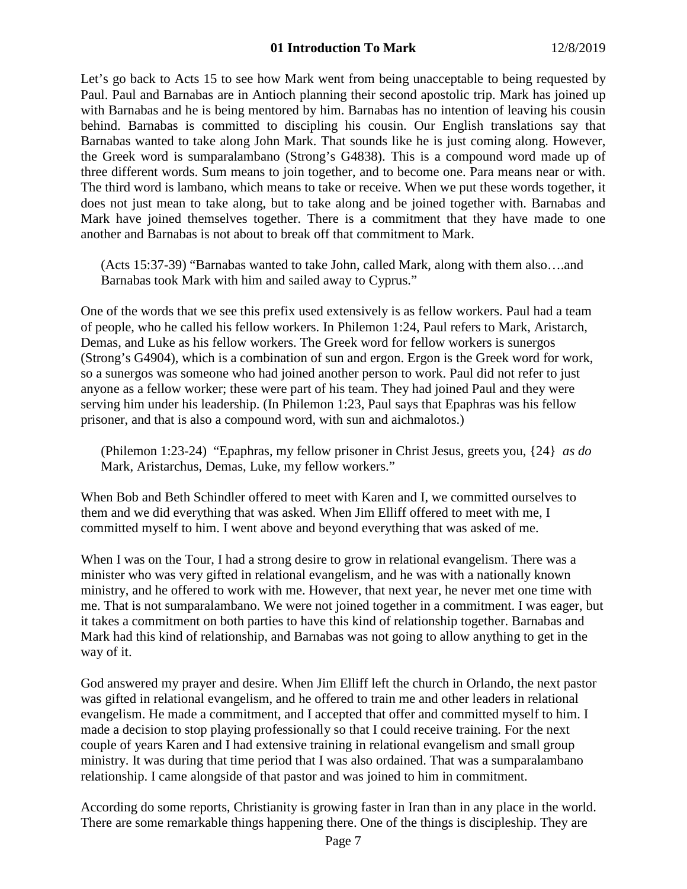Let's go back to Acts 15 to see how Mark went from being unacceptable to being requested by Paul. Paul and Barnabas are in Antioch planning their second apostolic trip. Mark has joined up with Barnabas and he is being mentored by him. Barnabas has no intention of leaving his cousin behind. Barnabas is committed to discipling his cousin. Our English translations say that Barnabas wanted to take along John Mark. That sounds like he is just coming along. However, the Greek word is sumparalambano (Strong's G4838). This is a compound word made up of three different words. Sum means to join together, and to become one. Para means near or with. The third word is lambano, which means to take or receive. When we put these words together, it does not just mean to take along, but to take along and be joined together with. Barnabas and Mark have joined themselves together. There is a commitment that they have made to one another and Barnabas is not about to break off that commitment to Mark.

> (Acts 15:37-39) "Barnabas wanted to take John, called Mark, along with them also….and Barnabas took Mark with him and sailed away to Cyprus."

One of the words that we see this prefix used extensively is as fellow workers. Paul had a team of people, who he called his fellow workers. In Philemon 1:24, Paul refers to Mark, Aristarch, Demas, and Luke as his fellow workers. The Greek word for fellow workers is sunergos (Strong's G4904), which is a combination of sun and ergon. Ergon is the Greek word for work, so a sunergos was someone who had joined another person to work. Paul did not refer to just anyone as a fellow worker; these were part of his team. They had joined Paul and they were serving him under his leadership. (In Philemon 1:23, Paul says that Epaphras was his fellow prisoner, and that is also a compound word, with sun and aichmalotos.)

> (Philemon 1:23-24) "Epaphras, my fellow prisoner in Christ Jesus, greets you, {24} *as do* Mark, Aristarchus, Demas, Luke, my fellow workers."

When Bob and Beth Schindler offered to meet with Karen and I, we committed ourselves to them and we did everything that was asked. When Jim Elliff offered to meet with me, I committed myself to him. I went above and beyond everything that was asked of me.

When I was on the Tour, I had a strong desire to grow in relational evangelism. There was a minister who was very gifted in relational evangelism, and he was with a nationally known ministry, and he offered to work with me. However, that next year, he never met one time with me. That is not sumparalambano. We were not joined together in a commitment. I was eager, but it takes a commitment on both parties to have this kind of relationship together. Barnabas and Mark had this kind of relationship, and Barnabas was not going to allow anything to get in the way of it.

God answered my prayer and desire. When Jim Elliff left the church in Orlando, the next pastor was gifted in relational evangelism, and he offered to train me and other leaders in relational evangelism. He made a commitment, and I accepted that offer and committed myself to him. I made a decision to stop playing professionally so that I could receive training. For the next couple of years Karen and I had extensive training in relational evangelism and small group ministry. It was during that time period that I was also ordained. That was a sumparalambano relationship. I came alongside of that pastor and was joined to him in commitment.

According do some reports, Christianity is growing faster in Iran than in any place in the world. There are some remarkable things happening there. One of the things is discipleship. They are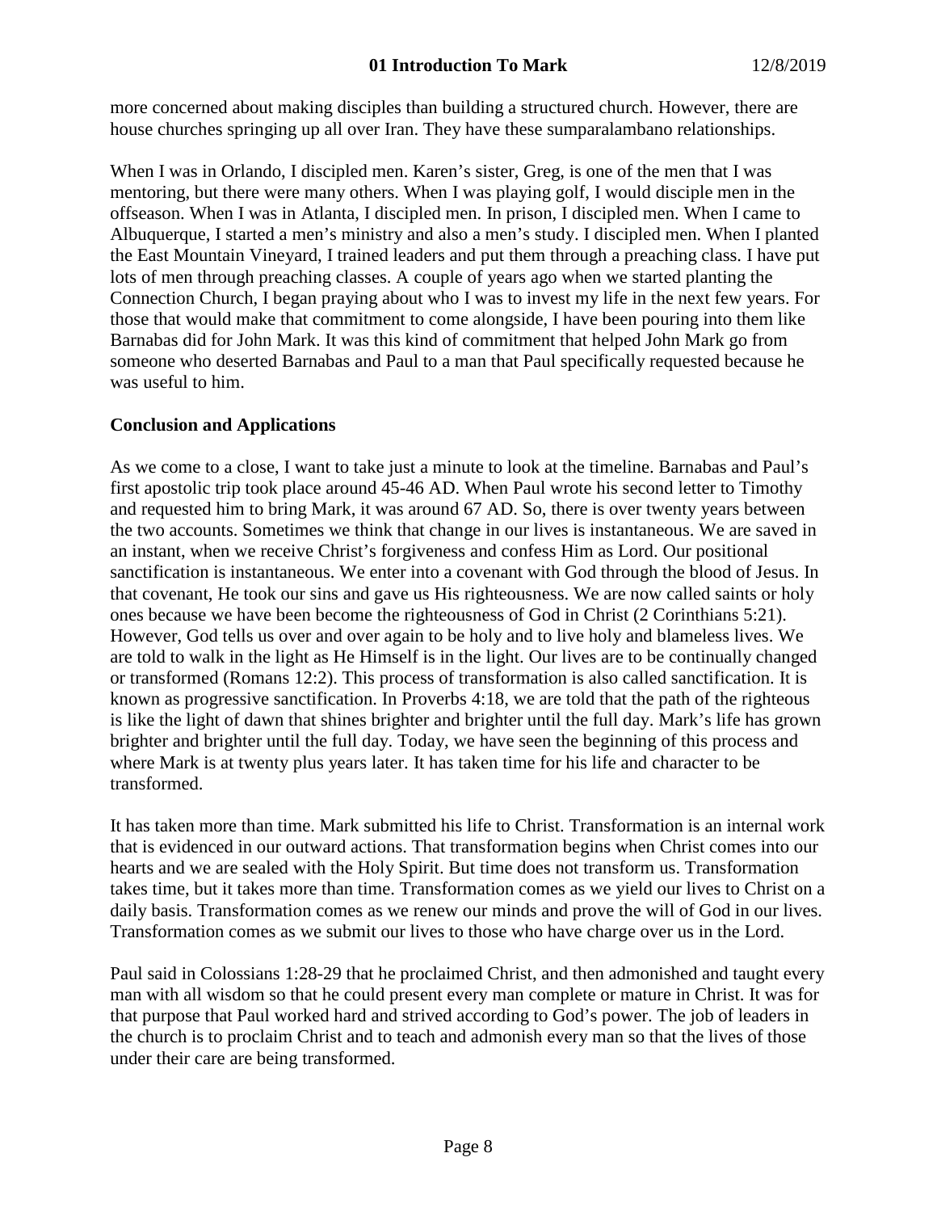more concerned about making disciples than building a structured church. However, there are house churches springing up all over Iran. They have these sumparalambano relationships.

When I was in Orlando, I discipled men. Karen's sister, Greg, is one of the men that I was mentoring, but there were many others. When I was playing golf, I would disciple men in the offseason. When I was in Atlanta, I discipled men. In prison, I discipled men. When I came to Albuquerque, I started a men's ministry and also a men's study. I discipled men. When I planted the East Mountain Vineyard, I trained leaders and put them through a preaching class. I have put lots of men through preaching classes. A couple of years ago when we started planting the Connection Church, I began praying about who I was to invest my life in the next few years. For those that would make that commitment to come alongside, I have been pouring into them like Barnabas did for John Mark. It was this kind of commitment that helped John Mark go from someone who deserted Barnabas and Paul to a man that Paul specifically requested because he was useful to him.

**Conclusion and Applications**

As we come to a close, I want to take just a minute to look at the timeline. Barnabas and Paul's first apostolic trip took place around 45-46 AD. When Paul wrote his second letter to Timothy and requested him to bring Mark, it was around 67 AD. So, there is over twenty years between the two accounts. Sometimes we think that change in our lives is instantaneous. We are saved in an instant, when we receive Christ's forgiveness and confess Him as Lord. Our positional sanctification is instantaneous. We enter into a covenant with God through the blood of Jesus. In that covenant, He took our sins and gave us His righteousness. We are now called saints or holy ones because we have been become the righteousness of God in Christ (2 Corinthians 5:21). However, God tells us over and over again to be holy and to live holy and blameless lives. We are told to walk in the light as He Himself is in the light. Our lives are to be continually changed or transformed (Romans 12:2). This process of transformation is also called sanctification. It is known as progressive sanctification. In Proverbs 4:18, we are told that the path of the righteous is like the light of dawn that shines brighter and brighter until the full day. Mark's life has grown brighter and brighter until the full day. Today, we have seen the beginning of this process and where Mark is at twenty plus years later. It has taken time for his life and character to be transformed.

It has taken more than time. Mark submitted his life to Christ. Transformation is an internal work that is evidenced in our outward actions. That transformation begins when Christ comes into our hearts and we are sealed with the Holy Spirit. But time does not transform us. Transformation takes time, but it takes more than time. Transformation comes as we yield our lives to Christ on a daily basis. Transformation comes as we renew our minds and prove the will of God in our lives. Transformation comes as we submit our lives to those who have charge over us in the Lord.

Paul said in Colossians 1:28-29 that he proclaimed Christ, and then admonished and taught every man with all wisdom so that he could present every man complete or mature in Christ. It was for that purpose that Paul worked hard and strived according to God's power. The job of leaders in the church is to proclaim Christ and to teach and admonish every man so that the lives of those under their care are being transformed.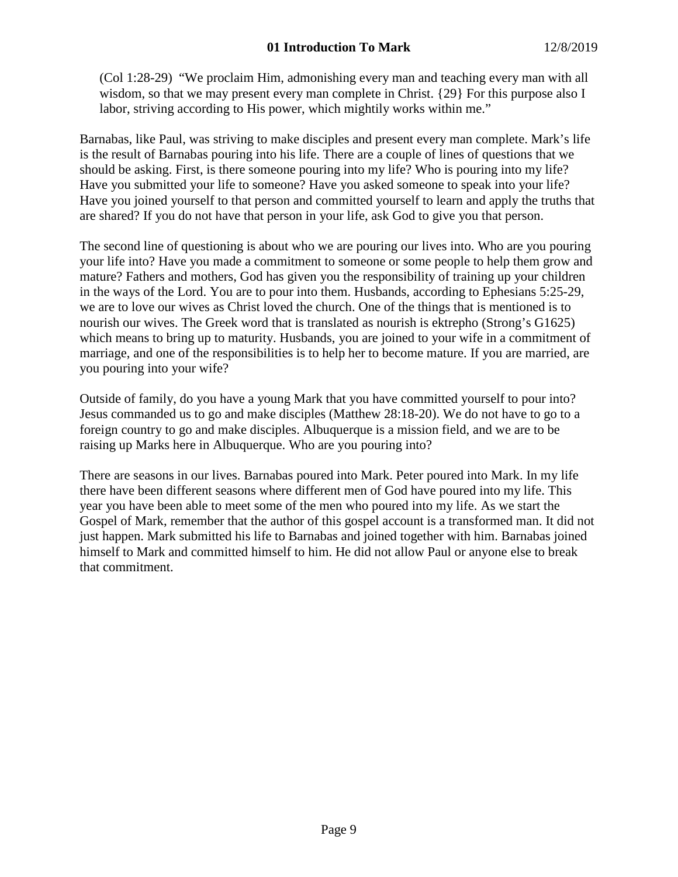(Col 1:28-29) "We proclaim Him, admonishing every man and teaching every man with all wisdom, so that we may present every man complete in Christ. {29} For this purpose also I labor, striving according to His power, which mightily works within me."

Barnabas, like Paul, was striving to make disciples and present every man complete. Mark's life is the result of Barnabas pouring into his life. There are a couple of lines of questions that we should be asking. First, is there someone pouring into my life? Who is pouring into my life? Have you submitted your life to someone? Have you asked someone to speak into your life? Have you joined yourself to that person and committed yourself to learn and apply the truths that are shared? If you do not have that person in your life, ask God to give you that person.

The second line of questioning is about who we are pouring our lives into. Who are you pouring your life into? Have you made a commitment to someone or some people to help them grow and mature? Fathers and mothers, God has given you the responsibility of training up your children in the ways of the Lord. You are to pour into them. Husbands, according to Ephesians 5:25-29, we are to love our wives as Christ loved the church. One of the things that is mentioned is to nourish our wives. The Greek word that is translated as nourish is ektrepho (Strong's G1625) which means to bring up to maturity. Husbands, you are joined to your wife in a commitment of marriage, and one of the responsibilities is to help her to become mature. If you are married, are you pouring into your wife?

Outside of family, do you have a young Mark that you have committed yourself to pour into? Jesus commanded us to go and make disciples (Matthew 28:18-20). We do not have to go to a foreign country to go and make disciples. Albuquerque is a mission field, and we are to be raising up Marks here in Albuquerque. Who are you pouring into?

There are seasons in our lives. Barnabas poured into Mark. Peter poured into Mark. In my life there have been different seasons where different men of God have poured into my life. This year you have been able to meet some of the men who poured into my life. As we start the Gospel of Mark, remember that the author of this gospel account is a transformed man. It did not just happen. Mark submitted his life to Barnabas and joined together with him. Barnabas joined himself to Mark and committed himself to him. He did not allow Paul or anyone else to break that commitment.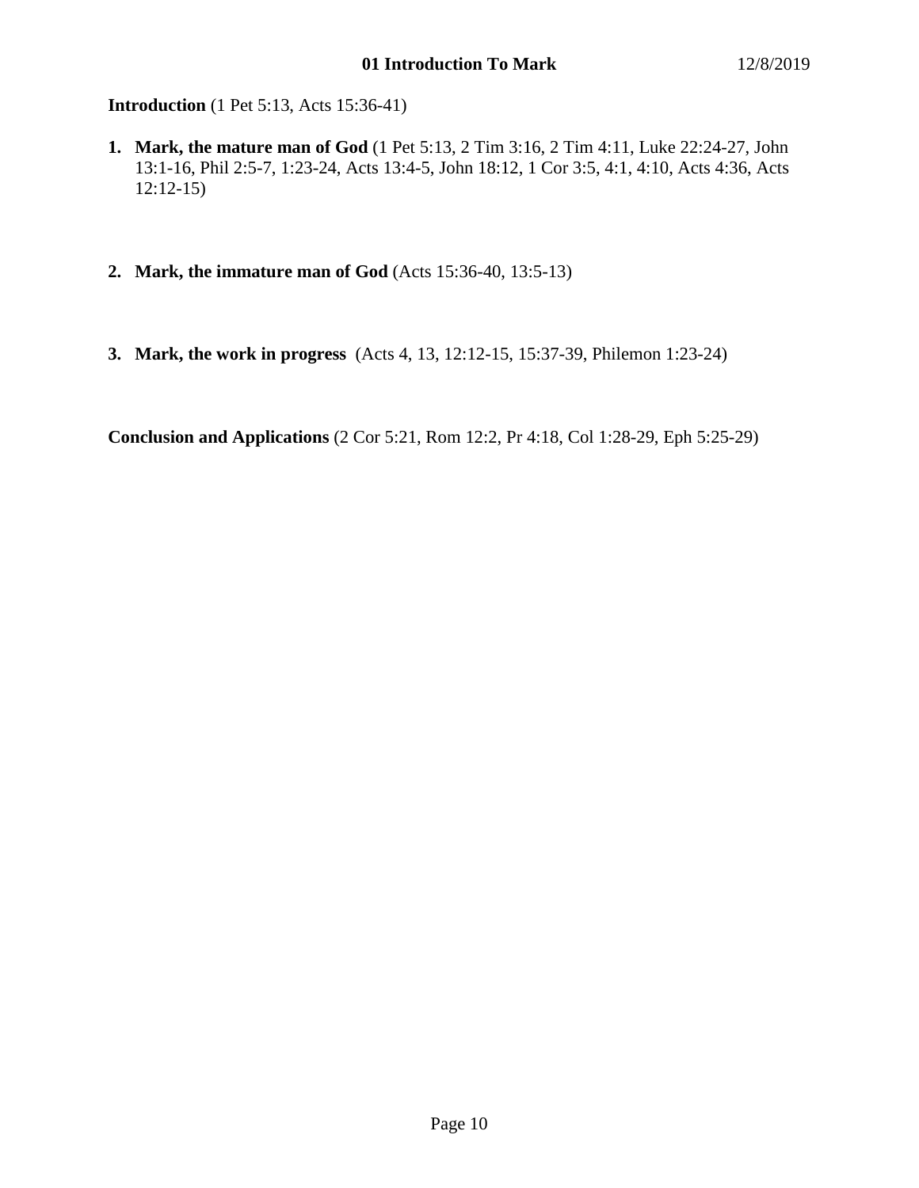# 01 Introduction To Mark

12/8/2019

**Introduction** (1 Pet 5:13, Acts 15:36-41)

1. **Mark, the mature man of God** (1 Pet 5:13, 2 Tim 3:16, 2 Tim 4:11, Luke 22:24-27, John 13:1-16, Phil 2:5-7, 1:23-24, Acts 13:4-5, John 18:12, 1 Cor 3:5, 4:1, 4:10, Acts 4:36, Acts 12:12-15)

2. **Mark, the immature man of God** (Acts 15:36-40, 13:5-13)

3. **Mark, the work in progress** (Acts 4, 13, 12:12-15, 15:37-39, Philemon 1:23-24)

**Conclusion and Applications** (2 Cor 5:21, Rom 12:2, Pr 4:18, Col 1:28-29, Eph 5:25-29)